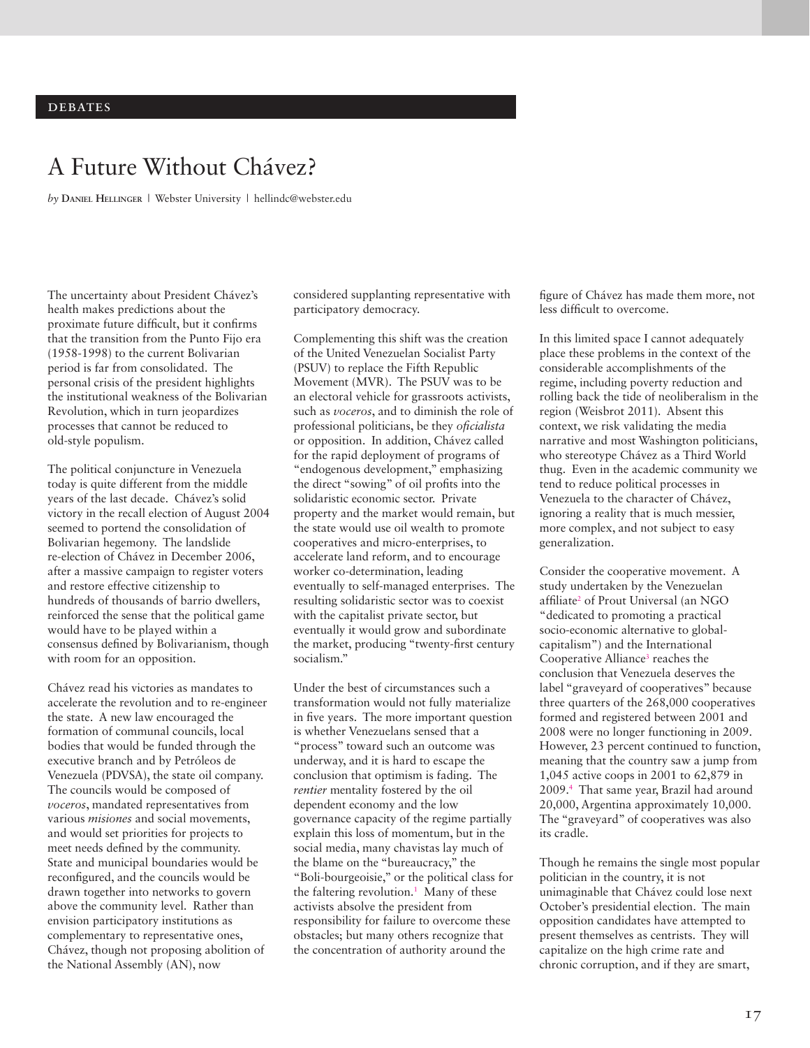DEBATES

# A Future Without Chávez?

*by* **Daniel Hellinger** | Webster University | hellindc@webster.edu

The uncertainty about President Chávez's health makes predictions about the proximate future difficult, but it confirms that the transition from the Punto Fijo era (1958-1998) to the current Bolivarian period is far from consolidated. The personal crisis of the president highlights the institutional weakness of the Bolivarian Revolution, which in turn jeopardizes processes that cannot be reduced to old-style populism.

The political conjuncture in Venezuela today is quite different from the middle years of the last decade. Chávez's solid victory in the recall election of August 2004 seemed to portend the consolidation of Bolivarian hegemony. The landslide re-election of Chávez in December 2006, after a massive campaign to register voters and restore effective citizenship to hundreds of thousands of barrio dwellers, reinforced the sense that the political game would have to be played within a consensus defined by Bolivarianism, though with room for an opposition.

Chávez read his victories as mandates to accelerate the revolution and to re-engineer the state. A new law encouraged the formation of communal councils, local bodies that would be funded through the executive branch and by Petróleos de Venezuela (PDVSA), the state oil company. The councils would be composed of *voceros*, mandated representatives from various *misiones* and social movements, and would set priorities for projects to meet needs defined by the community. State and municipal boundaries would be reconfigured, and the councils would be drawn together into networks to govern above the community level. Rather than envision participatory institutions as complementary to representative ones, Chávez, though not proposing abolition of the National Assembly (AN), now considered supplanting representative with participatory democracy.

Complementing this shift was the creation of the United Venezuelan Socialist Party (PSUV) to replace the Fifth Republic Movement (MVR). The PSUV was to be an electoral vehicle for grassroots activists, such as *voceros*, and to diminish the role of professional politicians, be they *oficialista* or opposition. In addition, Chávez called for the rapid deployment of programs of "endogenous development," emphasizing the direct "sowing" of oil profits into the solidaristic economic sector. Private property and the market would remain, but the state would use oil wealth to promote cooperatives and micro-enterprises, to accelerate land reform, and to encourage worker co-determination, leading eventually to self-managed enterprises. The resulting solidaristic sector was to coexist with the capitalist private sector, but eventually it would grow and subordinate the market, producing "twenty-first century socialism."

Under the best of circumstances such a transformation would not fully materialize in five years. The more important question is whether Venezuelans sensed that a "process" toward such an outcome was underway, and it is hard to escape the conclusion that optimism is fading. The *rentier* mentality fostered by the oil dependent economy and the low governance capacity of the regime partially explain this loss of momentum, but in the social media, many chavistas lay much of the blame on the "bureaucracy," the "Boli-bourgeoisie," or the political class for the faltering revolution.[1] Many of these activists absolve the president from responsibility for failure to overcome these obstacles; but many others recognize that the concentration of authority around the figure of Chávez has made them more, not less difficult to overcome.

In this limited space I cannot adequately place these problems in the context of the considerable accomplishments of the regime, including poverty reduction and rolling back the tide of neoliberalism in the region (Weisbrot 2011). Absent this context, we risk validating the media narrative and most Washington politicians, who stereotype Chávez as a Third World thug. Even in the academic community we tend to reduce political processes in Venezuela to the character of Chávez, ignoring a reality that is much messier, more complex, and not subject to easy generalization.

Consider the cooperative movement. A study undertaken by the Venezuelan affiliate[2] of Prout Universal (an NGO "dedicated to promoting a practical socio-economic alternative to global-capitalism") and the International Cooperative Alliance[3] reaches the conclusion that Venezuela deserves the label "graveyard of cooperatives" because three quarters of the 268,000 cooperatives formed and registered between 2001 and 2008 were no longer functioning in 2009. However, 23 percent continued to function, meaning that the country saw a jump from 1,045 active coops in 2001 to 62,879 in 2009.[4] That same year, Brazil had around 20,000, Argentina approximately 10,000. The "graveyard" of cooperatives was also its cradle.

Though he remains the single most popular politician in the country, it is not unimaginable that Chávez could lose next October's presidential election. The main opposition candidates have attempted to present themselves as centrists. They will capitalize on the high crime rate and chronic corruption, and if they are smart,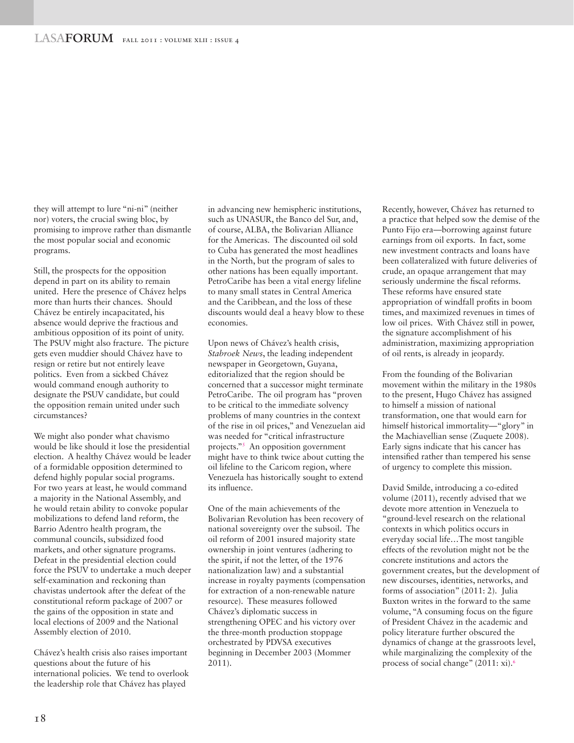they will attempt to lure "ni-ni" (neither nor) voters, the crucial swing bloc, by promising to improve rather than dismantle the most popular social and economic programs.

Still, the prospects for the opposition depend in part on its ability to remain united. Here the presence of Chávez helps more than hurts their chances. Should Chávez be entirely incapacitated, his absence would deprive the fractious and ambitious opposition of its point of unity. The PSUV might also fracture. The picture gets even muddier should Chávez have to resign or retire but not entirely leave politics. Even from a sickbed Chávez would command enough authority to designate the PSUV candidate, but could the opposition remain united under such circumstances?

We might also ponder what chavismo would be like should it lose the presidential election. A healthy Chávez would be leader of a formidable opposition determined to defend highly popular social programs. For two years at least, he would command a majority in the National Assembly, and he would retain ability to convoke popular mobilizations to defend land reform, the Barrio Adentro health program, the communal councils, subsidized food markets, and other signature programs. Defeat in the presidential election could force the PSUV to undertake a much deeper self-examination and reckoning than chavistas undertook after the defeat of the constitutional reform package of 2007 or the gains of the opposition in state and local elections of 2009 and the National Assembly election of 2010.

Chávez's health crisis also raises important questions about the future of his international policies. We tend to overlook the leadership role that Chávez has played in advancing new hemispheric institutions, such as UNASUR, the Banco del Sur, and, of course, ALBA, the Bolivarian Alliance for the Americas. The discounted oil sold to Cuba has generated the most headlines in the North, but the program of sales to other nations has been equally important. PetroCaribe has been a vital energy lifeline to many small states in Central America and the Caribbean, and the loss of these discounts would deal a heavy blow to these economies.

Upon news of Chávez's health crisis, *Stabroek News*, the leading independent newspaper in Georgetown, Guyana, editorialized that the region should be concerned that a successor might terminate PetroCaribe. The oil program has "proven to be critical to the immediate solvency problems of many countries in the context of the rise in oil prices," and Venezuelan aid was needed for "critical infrastructure projects."[5] An opposition government might have to think twice about cutting the oil lifeline to the Caricom region, where Venezuela has historically sought to extend its influence.

One of the main achievements of the Bolivarian Revolution has been recovery of national sovereignty over the subsoil. The oil reform of 2001 insured majority state ownership in joint ventures (adhering to the spirit, if not the letter, of the 1976 nationalization law) and a substantial increase in royalty payments (compensation for extraction of a non-renewable nature resource). These measures followed Chávez's diplomatic success in strengthening OPEC and his victory over the three-month production stoppage orchestrated by PDVSA executives beginning in December 2003 (Mommer 2011).

Recently, however, Chávez has returned to a practice that helped sow the demise of the Punto Fijo era—borrowing against future earnings from oil exports. In fact, some new investment contracts and loans have been collateralized with future deliveries of crude, an opaque arrangement that may seriously undermine the fiscal reforms. These reforms have ensured state appropriation of windfall profits in boom times, and maximized revenues in times of low oil prices. With Chávez still in power, the signature accomplishment of his administration, maximizing appropriation of oil rents, is already in jeopardy.

From the founding of the Bolivarian movement within the military in the 1980s to the present, Hugo Chávez has assigned to himself a mission of national transformation, one that would earn for himself historical immortality—"glory" in the Machiavellian sense (Zuquete 2008). Early signs indicate that his cancer has intensified rather than tempered his sense of urgency to complete this mission.

David Smilde, introducing a co-edited volume (2011), recently advised that we devote more attention in Venezuela to "ground-level research on the relational contexts in which politics occurs in everyday social life…The most tangible effects of the revolution might not be the concrete institutions and actors the government creates, but the development of new discourses, identities, networks, and forms of association" (2011: 2). Julia Buxton writes in the forward to the same volume, "A consuming focus on the figure of President Chávez in the academic and policy literature further obscured the dynamics of change at the grassroots level, while marginalizing the complexity of the process of social change" (2011: xi).[6]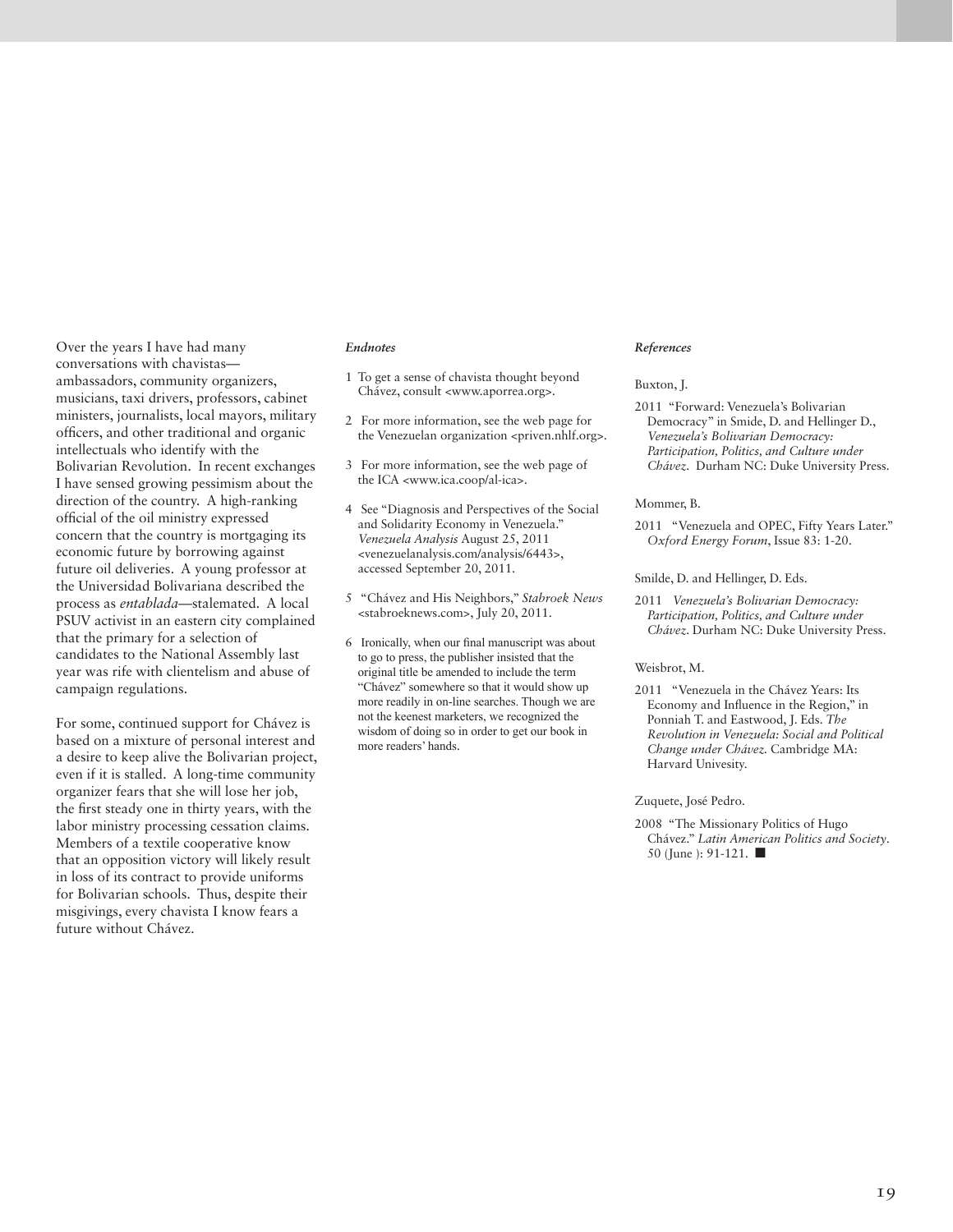Over the years I have had many conversations with chavistas—ambassadors, community organizers, musicians, taxi drivers, professors, cabinet ministers, journalists, local mayors, military officers, and other traditional and organic intellectuals who identify with the Bolivarian Revolution. In recent exchanges I have sensed growing pessimism about the direction of the country. A high-ranking official of the oil ministry expressed concern that the country is mortgaging its economic future by borrowing against future oil deliveries. A young professor at the Universidad Bolivariana described the process as *entablada*—stalemated. A local PSUV activist in an eastern city complained that the primary for a selection of candidates to the National Assembly last year was rife with clientelism and abuse of campaign regulations.

For some, continued support for Chávez is based on a mixture of personal interest and a desire to keep alive the Bolivarian project, even if it is stalled. A long-time community organizer fears that she will lose her job, the first steady one in thirty years, with the labor ministry processing cessation claims. Members of a textile cooperative know that an opposition victory will likely result in loss of its contract to provide uniforms for Bolivarian schools. Thus, despite their misgivings, every chavista I know fears a future without Chávez.

### *Endnotes*

1 To get a sense of chavista thought beyond Chávez, consult <www.aporrea.org>.

2 For more information, see the web page for the Venezuelan organization <priven.nhlf.org>.

3 For more information, see the web page of the ICA <www.ica.coop/al-ica>.

4 See "Diagnosis and Perspectives of the Social and Solidarity Economy in Venezuela." *Venezuela Analysis* August 25, 2011 <venezuelanalysis.com/analysis/6443>, accessed September 20, 2011.

5 "Chávez and His Neighbors," *Stabroek News* <stabroeknews.com>, July 20, 2011.

6 Ironically, when our final manuscript was about to go to press, the publisher insisted that the original title be amended to include the term "Chávez" somewhere so that it would show up more readily in on-line searches. Though we are not the keenest marketers, we recognized the wisdom of doing so in order to get our book in more readers' hands.

### *References*

Buxton, J.

2011 "Forward: Venezuela's Bolivarian Democracy" in Smide, D. and Hellinger D., *Venezuela's Bolivarian Democracy: Participation, Politics, and Culture under Chávez*. Durham NC: Duke University Press.

Mommer, B.

2011 "Venezuela and OPEC, Fifty Years Later." *Oxford Energy Forum*, Issue 83: 1-20.

Smilde, D. and Hellinger, D. Eds.

2011 *Venezuela's Bolivarian Democracy: Participation, Politics, and Culture under Chávez*. Durham NC: Duke University Press.

Weisbrot, M.

2011 "Venezuela in the Chávez Years: Its Economy and Influence in the Region," in Ponniah T. and Eastwood, J. Eds. *The Revolution in Venezuela: Social and Political Change under Chávez*. Cambridge MA: Harvard Univesity.

Zuquete, José Pedro.

2008 "The Missionary Politics of Hugo Chávez." *Latin American Politics and Society*. 50 (June ): 91-121. ■